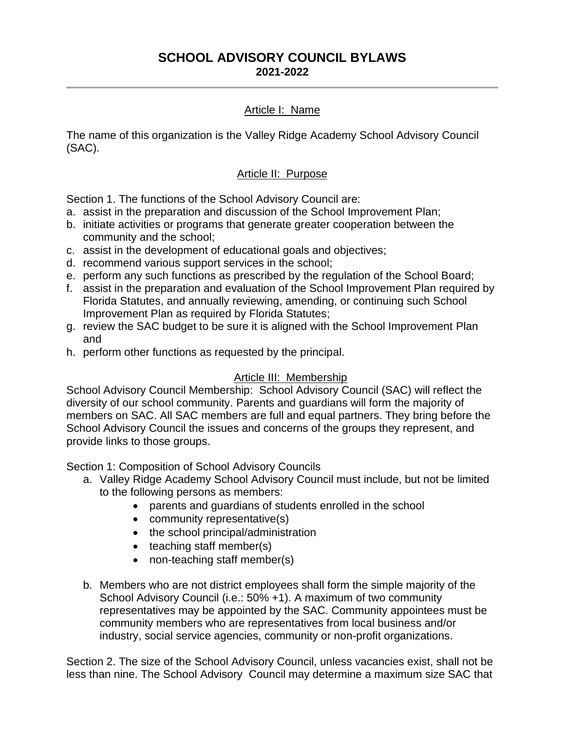# SCHOOL ADVISORY COUNCIL BYLAWS
## 2021-2022

---

### Article I: Name

The name of this organization is the Valley Ridge Academy School Advisory Council (SAC).

### Article II: Purpose

Section 1. The functions of the School Advisory Council are:

a. assist in the preparation and discussion of the School Improvement Plan;
b. initiate activities or programs that generate greater cooperation between the community and the school;
c. assist in the development of educational goals and objectives;
d. recommend various support services in the school;
e. perform any such functions as prescribed by the regulation of the School Board;
f. assist in the preparation and evaluation of the School Improvement Plan required by Florida Statutes, and annually reviewing, amending, or continuing such School Improvement Plan as required by Florida Statutes;
g. review the SAC budget to be sure it is aligned with the School Improvement Plan and
h. perform other functions as requested by the principal.

### Article III: Membership

School Advisory Council Membership: School Advisory Council (SAC) will reflect the diversity of our school community. Parents and guardians will form the majority of members on SAC. All SAC members are full and equal partners. They bring before the School Advisory Council the issues and concerns of the groups they represent, and provide links to those groups.

Section 1: Composition of School Advisory Councils

a. Valley Ridge Academy School Advisory Council must include, but not be limited to the following persons as members:
   - parents and guardians of students enrolled in the school
   - community representative(s)
   - the school principal/administration
   - teaching staff member(s)
   - non-teaching staff member(s)

b. Members who are not district employees shall form the simple majority of the School Advisory Council (i.e.: 50% +1). A maximum of two community representatives may be appointed by the SAC. Community appointees must be community members who are representatives from local business and/or industry, social service agencies, community or non-profit organizations.

Section 2. The size of the School Advisory Council, unless vacancies exist, shall not be less than nine. The School Advisory Council may determine a maximum size SAC that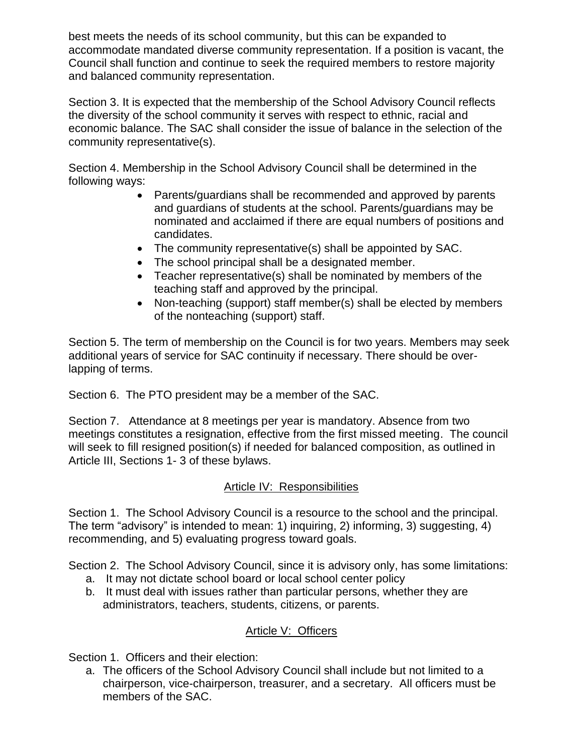best meets the needs of its school community, but this can be expanded to accommodate mandated diverse community representation. If a position is vacant, the Council shall function and continue to seek the required members to restore majority and balanced community representation.

Section 3. It is expected that the membership of the School Advisory Council reflects the diversity of the school community it serves with respect to ethnic, racial and economic balance. The SAC shall consider the issue of balance in the selection of the community representative(s).

Section 4. Membership in the School Advisory Council shall be determined in the following ways:

- Parents/guardians shall be recommended and approved by parents and guardians of students at the school. Parents/guardians may be nominated and acclaimed if there are equal numbers of positions and candidates.
- The community representative(s) shall be appointed by SAC.
- The school principal shall be a designated member.
- Teacher representative(s) shall be nominated by members of the teaching staff and approved by the principal.
- Non-teaching (support) staff member(s) shall be elected by members of the nonteaching (support) staff.

Section 5. The term of membership on the Council is for two years. Members may seek additional years of service for SAC continuity if necessary. There should be over-lapping of terms.

Section 6. The PTO president may be a member of the SAC.

Section 7. Attendance at 8 meetings per year is mandatory. Absence from two meetings constitutes a resignation, effective from the first missed meeting. The council will seek to fill resigned position(s) if needed for balanced composition, as outlined in Article III, Sections 1- 3 of these bylaws.

## Article IV: Responsibilities

Section 1. The School Advisory Council is a resource to the school and the principal. The term "advisory" is intended to mean: 1) inquiring, 2) informing, 3) suggesting, 4) recommending, and 5) evaluating progress toward goals.

Section 2. The School Advisory Council, since it is advisory only, has some limitations:

a. It may not dictate school board or local school center policy
b. It must deal with issues rather than particular persons, whether they are administrators, teachers, students, citizens, or parents.

## Article V: Officers

Section 1. Officers and their election:

a. The officers of the School Advisory Council shall include but not limited to a chairperson, vice-chairperson, treasurer, and a secretary. All officers must be members of the SAC.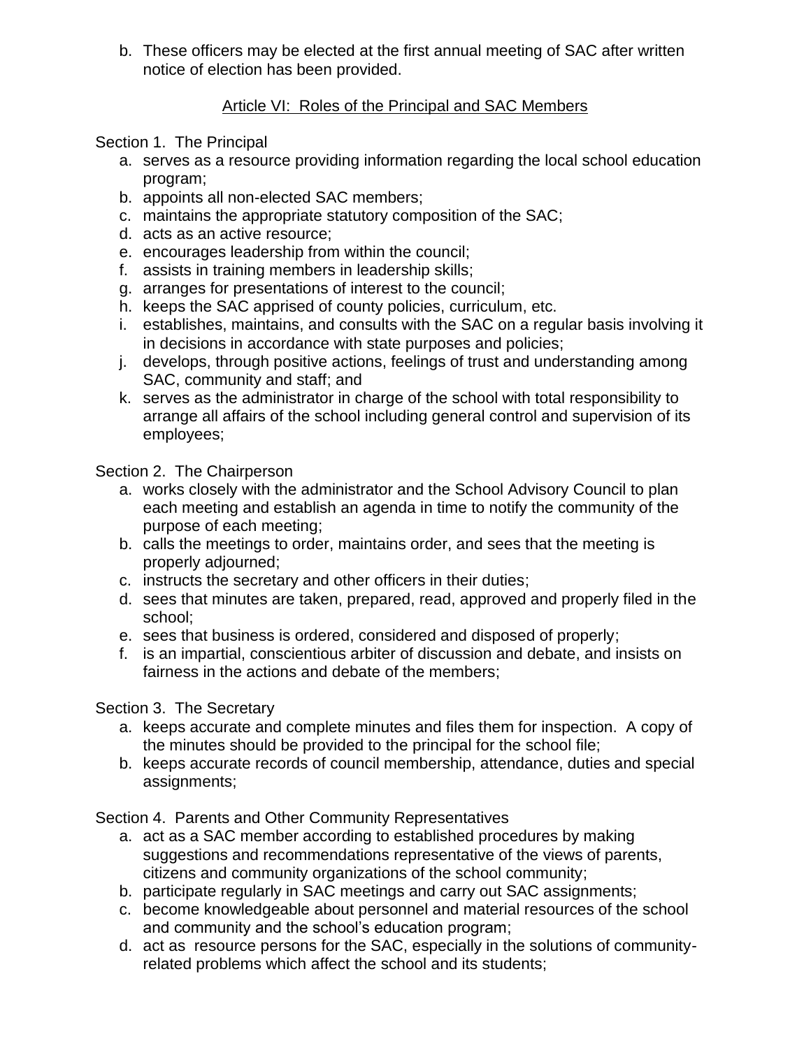b. These officers may be elected at the first annual meeting of SAC after written notice of election has been provided.

## Article VI: Roles of the Principal and SAC Members

Section 1. The Principal

a. serves as a resource providing information regarding the local school education program;
b. appoints all non-elected SAC members;
c. maintains the appropriate statutory composition of the SAC;
d. acts as an active resource;
e. encourages leadership from within the council;
f. assists in training members in leadership skills;
g. arranges for presentations of interest to the council;
h. keeps the SAC apprised of county policies, curriculum, etc.
i. establishes, maintains, and consults with the SAC on a regular basis involving it in decisions in accordance with state purposes and policies;
j. develops, through positive actions, feelings of trust and understanding among SAC, community and staff; and
k. serves as the administrator in charge of the school with total responsibility to arrange all affairs of the school including general control and supervision of its employees;

Section 2. The Chairperson

a. works closely with the administrator and the School Advisory Council to plan each meeting and establish an agenda in time to notify the community of the purpose of each meeting;
b. calls the meetings to order, maintains order, and sees that the meeting is properly adjourned;
c. instructs the secretary and other officers in their duties;
d. sees that minutes are taken, prepared, read, approved and properly filed in the school;
e. sees that business is ordered, considered and disposed of properly;
f. is an impartial, conscientious arbiter of discussion and debate, and insists on fairness in the actions and debate of the members;

Section 3. The Secretary

a. keeps accurate and complete minutes and files them for inspection. A copy of the minutes should be provided to the principal for the school file;
b. keeps accurate records of council membership, attendance, duties and special assignments;

Section 4. Parents and Other Community Representatives

a. act as a SAC member according to established procedures by making suggestions and recommendations representative of the views of parents, citizens and community organizations of the school community;
b. participate regularly in SAC meetings and carry out SAC assignments;
c. become knowledgeable about personnel and material resources of the school and community and the school's education program;
d. act as resource persons for the SAC, especially in the solutions of community-related problems which affect the school and its students;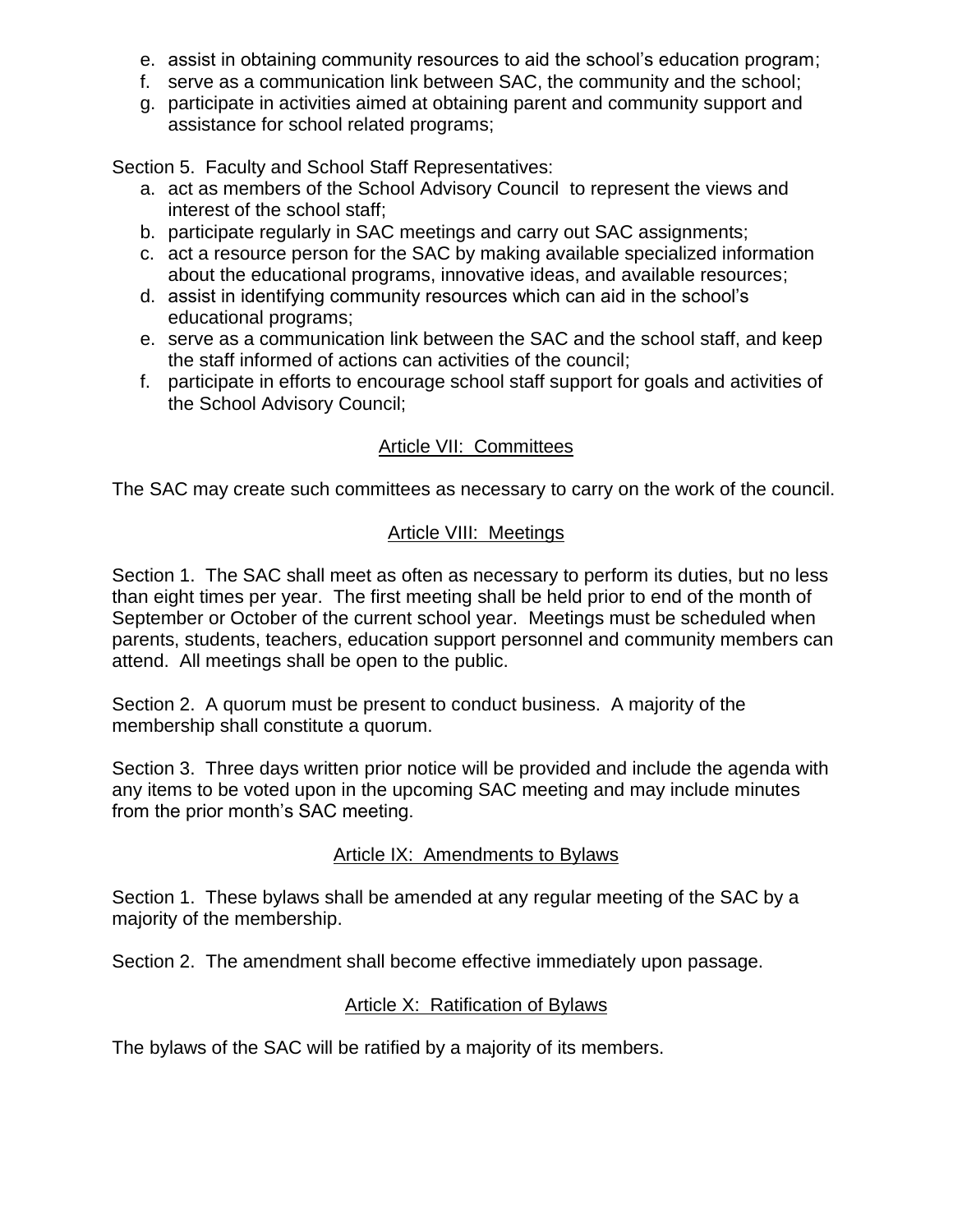e. assist in obtaining community resources to aid the school's education program;
f. serve as a communication link between SAC, the community and the school;
g. participate in activities aimed at obtaining parent and community support and assistance for school related programs;

Section 5. Faculty and School Staff Representatives:

a. act as members of the School Advisory Council to represent the views and interest of the school staff;
b. participate regularly in SAC meetings and carry out SAC assignments;
c. act a resource person for the SAC by making available specialized information about the educational programs, innovative ideas, and available resources;
d. assist in identifying community resources which can aid in the school's educational programs;
e. serve as a communication link between the SAC and the school staff, and keep the staff informed of actions can activities of the council;
f. participate in efforts to encourage school staff support for goals and activities of the School Advisory Council;

## Article VII: Committees

The SAC may create such committees as necessary to carry on the work of the council.

## Article VIII: Meetings

Section 1. The SAC shall meet as often as necessary to perform its duties, but no less than eight times per year. The first meeting shall be held prior to end of the month of September or October of the current school year. Meetings must be scheduled when parents, students, teachers, education support personnel and community members can attend. All meetings shall be open to the public.

Section 2. A quorum must be present to conduct business. A majority of the membership shall constitute a quorum.

Section 3. Three days written prior notice will be provided and include the agenda with any items to be voted upon in the upcoming SAC meeting and may include minutes from the prior month's SAC meeting.

## Article IX: Amendments to Bylaws

Section 1. These bylaws shall be amended at any regular meeting of the SAC by a majority of the membership.

Section 2. The amendment shall become effective immediately upon passage.

## Article X: Ratification of Bylaws

The bylaws of the SAC will be ratified by a majority of its members.